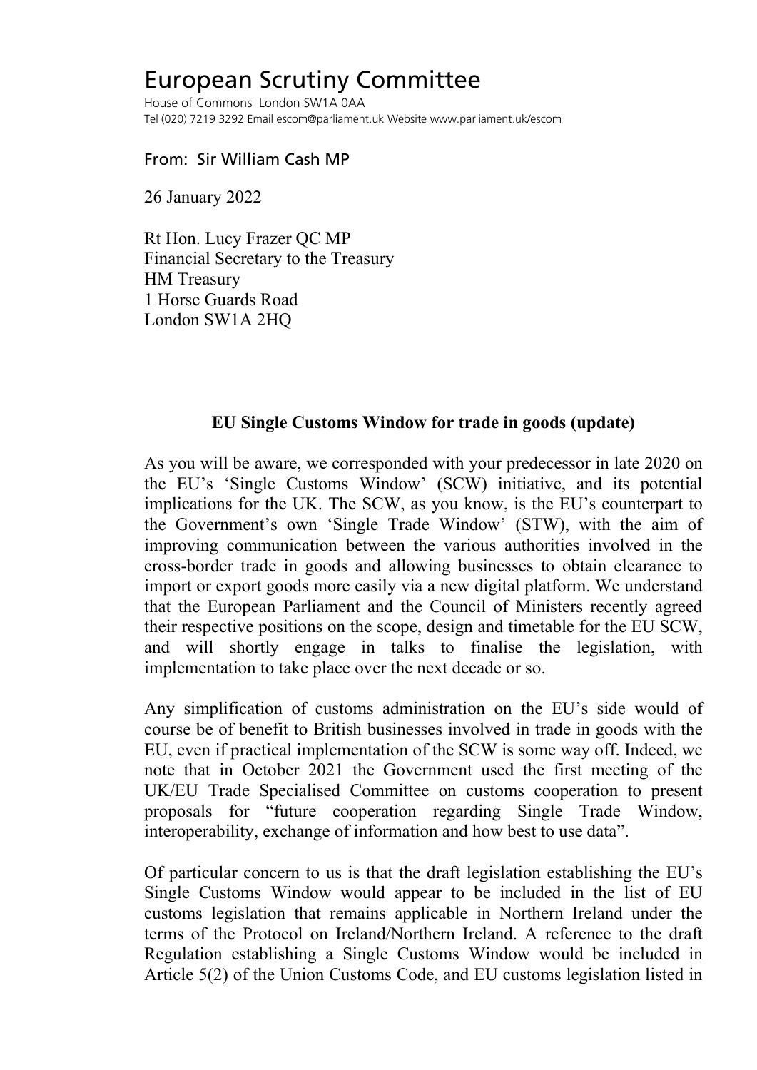# European Scrutiny Committee

House of Commons London SW1A 0AA
Tel (020) 7219 3292 Email escom@parliament.uk Website www.parliament.uk/escom

From: Sir William Cash MP

26 January 2022

Rt Hon. Lucy Frazer QC MP
Financial Secretary to the Treasury
HM Treasury
1 Horse Guards Road
London SW1A 2HQ

**EU Single Customs Window for trade in goods (update)**

As you will be aware, we corresponded with your predecessor in late 2020 on the EU's 'Single Customs Window' (SCW) initiative, and its potential implications for the UK. The SCW, as you know, is the EU's counterpart to the Government's own 'Single Trade Window' (STW), with the aim of improving communication between the various authorities involved in the cross-border trade in goods and allowing businesses to obtain clearance to import or export goods more easily via a new digital platform. We understand that the European Parliament and the Council of Ministers recently agreed their respective positions on the scope, design and timetable for the EU SCW, and will shortly engage in talks to finalise the legislation, with implementation to take place over the next decade or so.

Any simplification of customs administration on the EU's side would of course be of benefit to British businesses involved in trade in goods with the EU, even if practical implementation of the SCW is some way off. Indeed, we note that in October 2021 the Government used the first meeting of the UK/EU Trade Specialised Committee on customs cooperation to present proposals for "future cooperation regarding Single Trade Window, interoperability, exchange of information and how best to use data".

Of particular concern to us is that the draft legislation establishing the EU's Single Customs Window would appear to be included in the list of EU customs legislation that remains applicable in Northern Ireland under the terms of the Protocol on Ireland/Northern Ireland. A reference to the draft Regulation establishing a Single Customs Window would be included in Article 5(2) of the Union Customs Code, and EU customs legislation listed in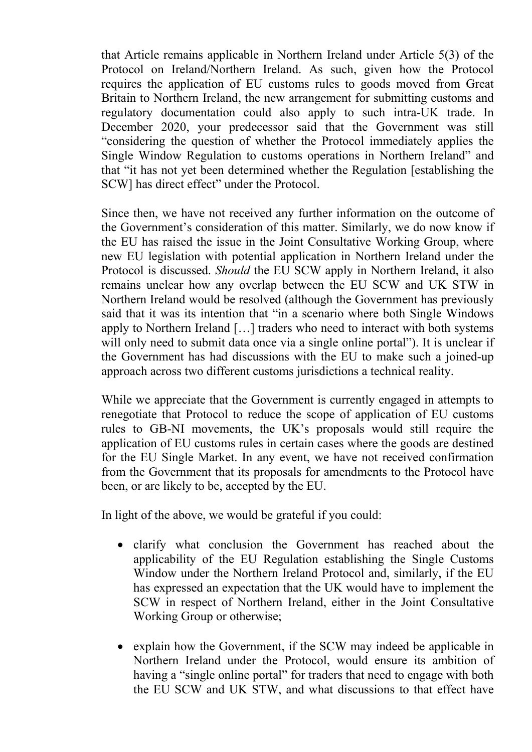that Article remains applicable in Northern Ireland under Article 5(3) of the Protocol on Ireland/Northern Ireland. As such, given how the Protocol requires the application of EU customs rules to goods moved from Great Britain to Northern Ireland, the new arrangement for submitting customs and regulatory documentation could also apply to such intra-UK trade. In December 2020, your predecessor said that the Government was still "considering the question of whether the Protocol immediately applies the Single Window Regulation to customs operations in Northern Ireland" and that "it has not yet been determined whether the Regulation [establishing the SCW] has direct effect" under the Protocol.

Since then, we have not received any further information on the outcome of the Government's consideration of this matter. Similarly, we do now know if the EU has raised the issue in the Joint Consultative Working Group, where new EU legislation with potential application in Northern Ireland under the Protocol is discussed. *Should* the EU SCW apply in Northern Ireland, it also remains unclear how any overlap between the EU SCW and UK STW in Northern Ireland would be resolved (although the Government has previously said that it was its intention that "in a scenario where both Single Windows apply to Northern Ireland […] traders who need to interact with both systems will only need to submit data once via a single online portal"). It is unclear if the Government has had discussions with the EU to make such a joined-up approach across two different customs jurisdictions a technical reality.

While we appreciate that the Government is currently engaged in attempts to renegotiate that Protocol to reduce the scope of application of EU customs rules to GB-NI movements, the UK's proposals would still require the application of EU customs rules in certain cases where the goods are destined for the EU Single Market. In any event, we have not received confirmation from the Government that its proposals for amendments to the Protocol have been, or are likely to be, accepted by the EU.

In light of the above, we would be grateful if you could:

- clarify what conclusion the Government has reached about the applicability of the EU Regulation establishing the Single Customs Window under the Northern Ireland Protocol and, similarly, if the EU has expressed an expectation that the UK would have to implement the SCW in respect of Northern Ireland, either in the Joint Consultative Working Group or otherwise;

- explain how the Government, if the SCW may indeed be applicable in Northern Ireland under the Protocol, would ensure its ambition of having a "single online portal" for traders that need to engage with both the EU SCW and UK STW, and what discussions to that effect have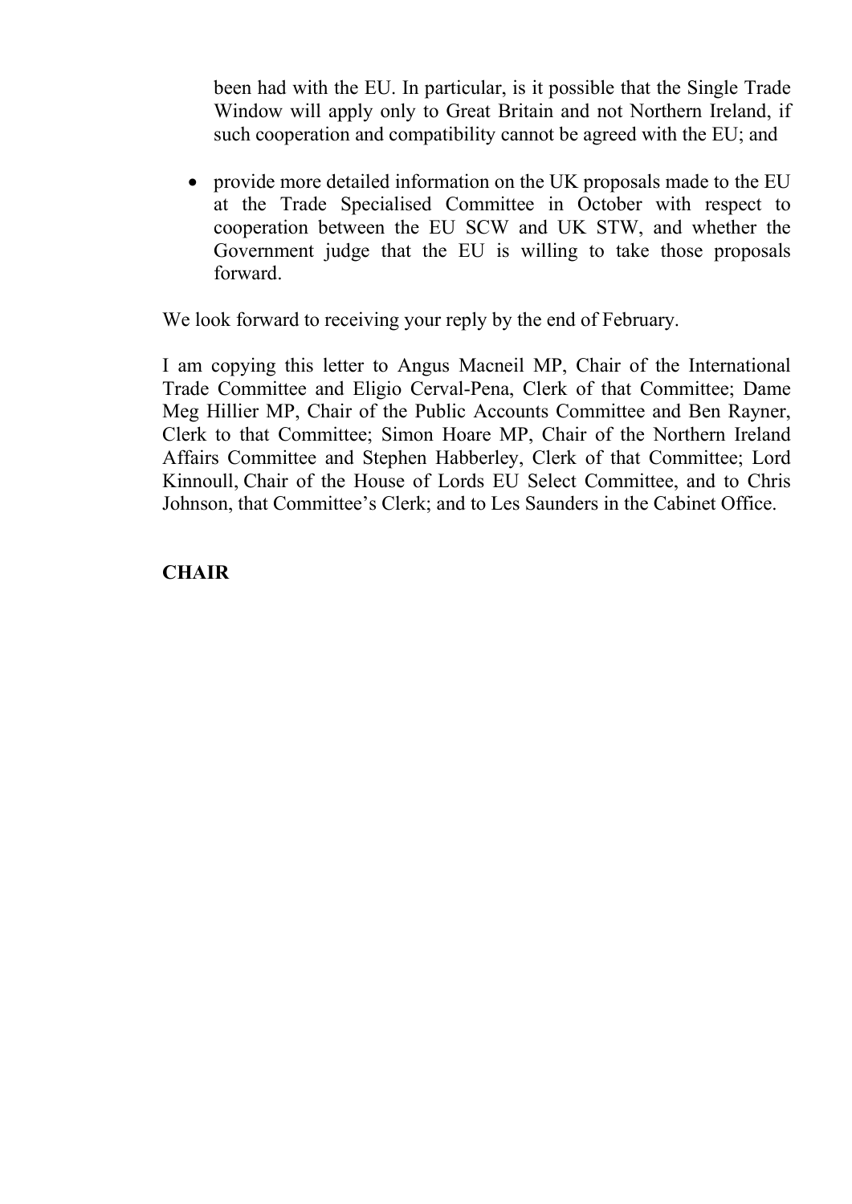been had with the EU. In particular, is it possible that the Single Trade Window will apply only to Great Britain and not Northern Ireland, if such cooperation and compatibility cannot be agreed with the EU; and

- provide more detailed information on the UK proposals made to the EU at the Trade Specialised Committee in October with respect to cooperation between the EU SCW and UK STW, and whether the Government judge that the EU is willing to take those proposals forward.

We look forward to receiving your reply by the end of February.

I am copying this letter to Angus Macneil MP, Chair of the International Trade Committee and Eligio Cerval-Pena, Clerk of that Committee; Dame Meg Hillier MP, Chair of the Public Accounts Committee and Ben Rayner, Clerk to that Committee; Simon Hoare MP, Chair of the Northern Ireland Affairs Committee and Stephen Habberley, Clerk of that Committee; Lord Kinnoull, Chair of the House of Lords EU Select Committee, and to Chris Johnson, that Committee's Clerk; and to Les Saunders in the Cabinet Office.

**CHAIR**